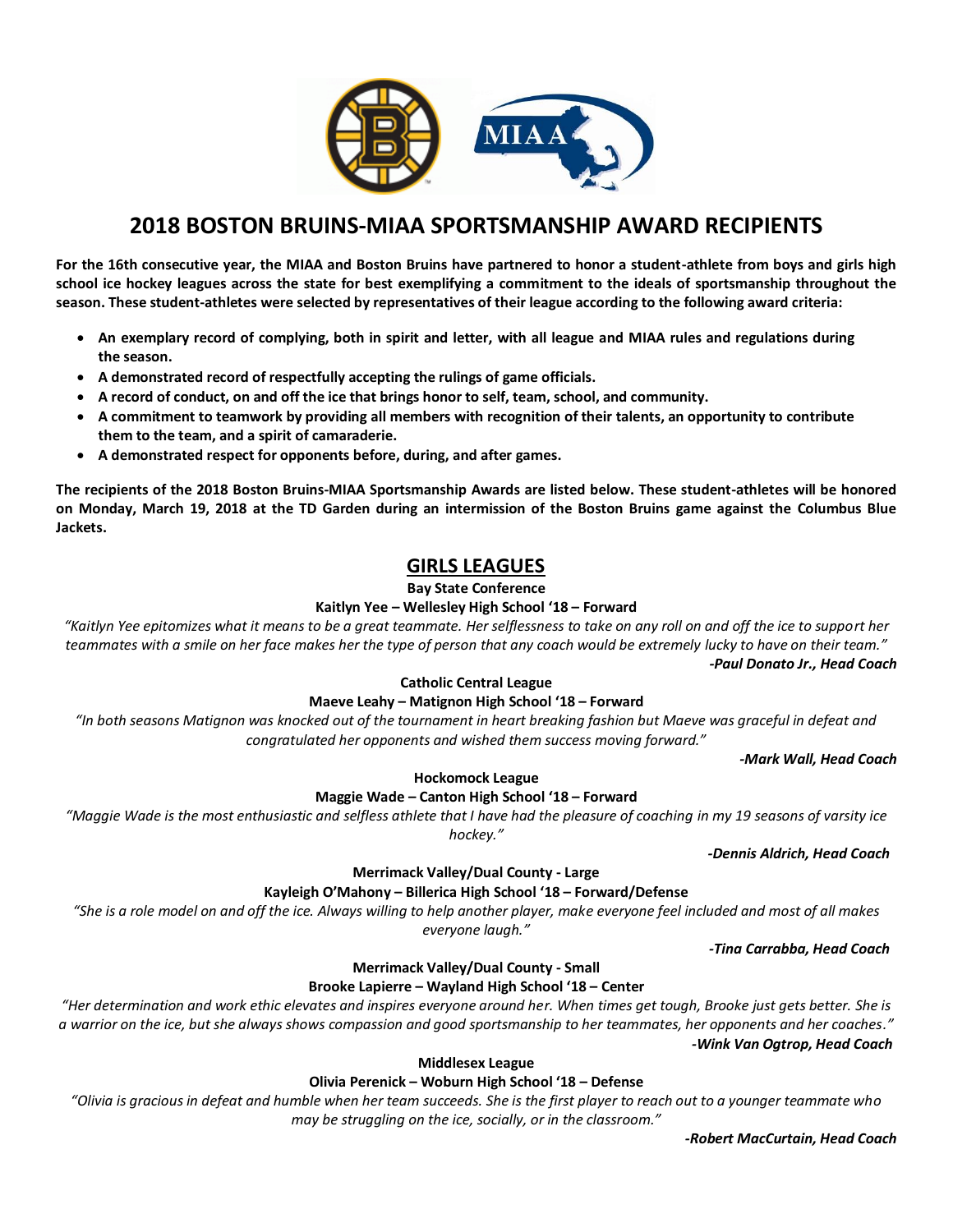# 2018 BOSTON BRUINS-MIAA SPORTSMANSHIP AWARD RECIPIENTS

**For the 16th consecutive year, the MIAA and Boston Bruins have partnered to honor a student-athlete from boys and girls high school ice hockey leagues across the state for best exemplifying a commitment to the ideals of sportsmanship throughout the season. These student-athletes were selected by representatives of their league according to the following award criteria:**

- **An exemplary record of complying, both in spirit and letter, with all league and MIAA rules and regulations during the season.**
- **A demonstrated record of respectfully accepting the rulings of game officials.**
- **A record of conduct, on and off the ice that brings honor to self, team, school, and community.**
- **A commitment to teamwork by providing all members with recognition of their talents, an opportunity to contribute them to the team, and a spirit of camaraderie.**
- **A demonstrated respect for opponents before, during, and after games.**

**The recipients of the 2018 Boston Bruins-MIAA Sportsmanship Awards are listed below. These student-athletes will be honored on Monday, March 19, 2018 at the TD Garden during an intermission of the Boston Bruins game against the Columbus Blue Jackets.**

## GIRLS LEAGUES

**Bay State Conference**

**Kaitlyn Yee – Wellesley High School '18 – Forward**

*"Kaitlyn Yee epitomizes what it means to be a great teammate. Her selflessness to take on any roll on and off the ice to support her teammates with a smile on her face makes her the type of person that any coach would be extremely lucky to have on their team."*

***-Paul Donato Jr., Head Coach***

**Catholic Central League**

**Maeve Leahy – Matignon High School '18 – Forward**

*"In both seasons Matignon was knocked out of the tournament in heart breaking fashion but Maeve was graceful in defeat and congratulated her opponents and wished them success moving forward."*

***-Mark Wall, Head Coach***

**Hockomock League**

**Maggie Wade – Canton High School '18 – Forward**

*"Maggie Wade is the most enthusiastic and selfless athlete that I have had the pleasure of coaching in my 19 seasons of varsity ice hockey."*

***-Dennis Aldrich, Head Coach***

**Merrimack Valley/Dual County - Large**

**Kayleigh O'Mahony – Billerica High School '18 – Forward/Defense**

*"She is a role model on and off the ice. Always willing to help another player, make everyone feel included and most of all makes everyone laugh."*

***-Tina Carrabba, Head Coach***

**Merrimack Valley/Dual County - Small**

**Brooke Lapierre – Wayland High School '18 – Center**

*"Her determination and work ethic elevates and inspires everyone around her. When times get tough, Brooke just gets better. She is a warrior on the ice, but she always shows compassion and good sportsmanship to her teammates, her opponents and her coaches."*

***-Wink Van Ogtrop, Head Coach***

**Middlesex League**

**Olivia Perenick – Woburn High School '18 – Defense**

*"Olivia is gracious in defeat and humble when her team succeeds. She is the first player to reach out to a younger teammate who may be struggling on the ice, socially, or in the classroom."*

***-Robert MacCurtain, Head Coach***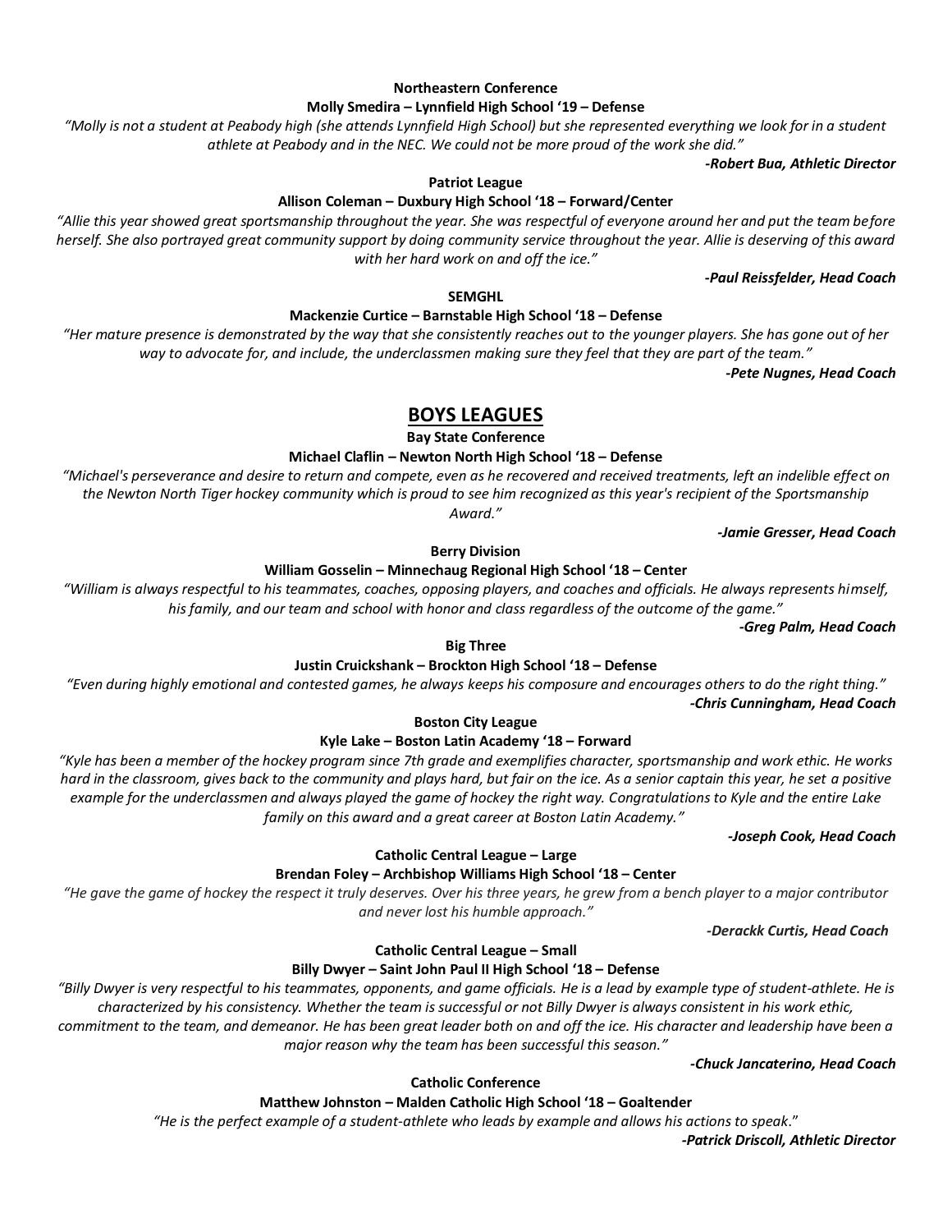**Northeastern Conference**

**Molly Smedira – Lynnfield High School '19 – Defense**

*"Molly is not a student at Peabody high (she attends Lynnfield High School) but she represented everything we look for in a student athlete at Peabody and in the NEC. We could not be more proud of the work she did."*

***-Robert Bua, Athletic Director***

**Patriot League**

**Allison Coleman – Duxbury High School '18 – Forward/Center**

*"Allie this year showed great sportsmanship throughout the year. She was respectful of everyone around her and put the team before herself. She also portrayed great community support by doing community service throughout the year. Allie is deserving of this award with her hard work on and off the ice."*

***-Paul Reissfelder, Head Coach***

**SEMGHL**

**Mackenzie Curtice – Barnstable High School '18 – Defense**

*"Her mature presence is demonstrated by the way that she consistently reaches out to the younger players. She has gone out of her way to advocate for, and include, the underclassmen making sure they feel that they are part of the team."*

***-Pete Nugnes, Head Coach***

## BOYS LEAGUES

**Bay State Conference**

**Michael Claflin – Newton North High School '18 – Defense**

*"Michael's perseverance and desire to return and compete, even as he recovered and received treatments, left an indelible effect on the Newton North Tiger hockey community which is proud to see him recognized as this year's recipient of the Sportsmanship Award."*

***-Jamie Gresser, Head Coach***

**Berry Division**

**William Gosselin – Minnechaug Regional High School '18 – Center**

*"William is always respectful to his teammates, coaches, opposing players, and coaches and officials. He always represents himself, his family, and our team and school with honor and class regardless of the outcome of the game."*

***-Greg Palm, Head Coach***

**Big Three**

**Justin Cruickshank – Brockton High School '18 – Defense**

*"Even during highly emotional and contested games, he always keeps his composure and encourages others to do the right thing."*

***-Chris Cunningham, Head Coach***

**Boston City League**

**Kyle Lake – Boston Latin Academy '18 – Forward**

*"Kyle has been a member of the hockey program since 7th grade and exemplifies character, sportsmanship and work ethic. He works hard in the classroom, gives back to the community and plays hard, but fair on the ice. As a senior captain this year, he set a positive example for the underclassmen and always played the game of hockey the right way. Congratulations to Kyle and the entire Lake family on this award and a great career at Boston Latin Academy."*

***-Joseph Cook, Head Coach***

**Catholic Central League – Large**

**Brendan Foley – Archbishop Williams High School '18 – Center**

*"He gave the game of hockey the respect it truly deserves. Over his three years, he grew from a bench player to a major contributor and never lost his humble approach."*

***-Derackk Curtis, Head Coach***

**Catholic Central League – Small**

**Billy Dwyer – Saint John Paul II High School '18 – Defense**

*"Billy Dwyer is very respectful to his teammates, opponents, and game officials. He is a lead by example type of student-athlete. He is characterized by his consistency. Whether the team is successful or not Billy Dwyer is always consistent in his work ethic, commitment to the team, and demeanor. He has been great leader both on and off the ice. His character and leadership have been a major reason why the team has been successful this season."*

***-Chuck Jancaterino, Head Coach***

**Catholic Conference**

**Matthew Johnston – Malden Catholic High School '18 – Goaltender**

*"He is the perfect example of a student-athlete who leads by example and allows his actions to speak."*

***-Patrick Driscoll, Athletic Director***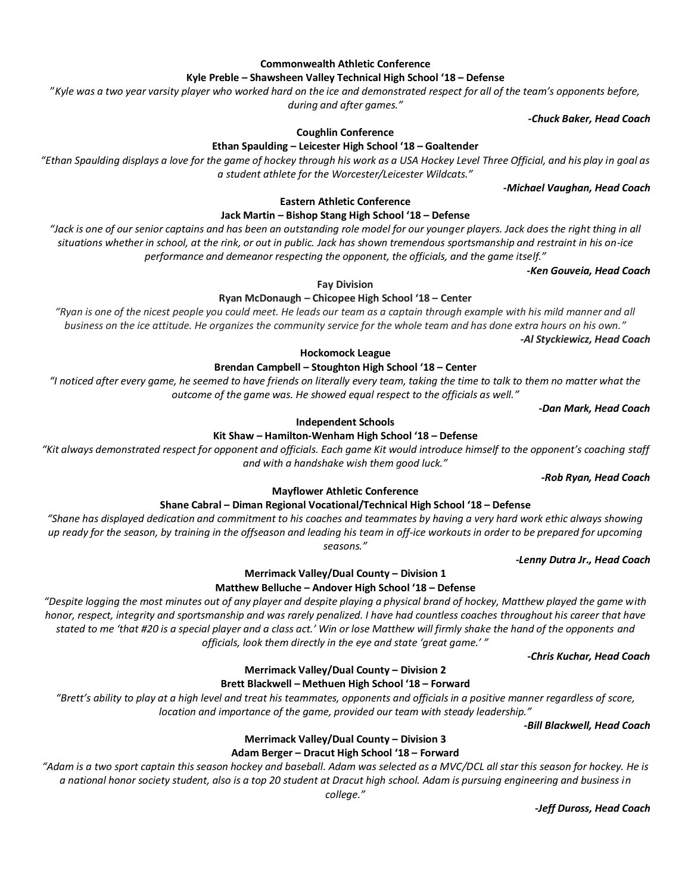**Commonwealth Athletic Conference**

**Kyle Preble – Shawsheen Valley Technical High School '18 – Defense**

*"Kyle was a two year varsity player who worked hard on the ice and demonstrated respect for all of the team's opponents before, during and after games."*

***-Chuck Baker, Head Coach***

**Coughlin Conference**

**Ethan Spaulding – Leicester High School '18 – Goaltender**

*"Ethan Spaulding displays a love for the game of hockey through his work as a USA Hockey Level Three Official, and his play in goal as a student athlete for the Worcester/Leicester Wildcats."*

***-Michael Vaughan, Head Coach***

**Eastern Athletic Conference**

**Jack Martin – Bishop Stang High School '18 – Defense**

*"Jack is one of our senior captains and has been an outstanding role model for our younger players. Jack does the right thing in all situations whether in school, at the rink, or out in public. Jack has shown tremendous sportsmanship and restraint in his on-ice performance and demeanor respecting the opponent, the officials, and the game itself."*

***-Ken Gouveia, Head Coach***

**Fay Division**

**Ryan McDonaugh – Chicopee High School '18 – Center**

*"Ryan is one of the nicest people you could meet. He leads our team as a captain through example with his mild manner and all business on the ice attitude. He organizes the community service for the whole team and has done extra hours on his own."*

***-Al Styckiewicz, Head Coach***

**Hockomock League**

**Brendan Campbell – Stoughton High School '18 – Center**

*"I noticed after every game, he seemed to have friends on literally every team, taking the time to talk to them no matter what the outcome of the game was. He showed equal respect to the officials as well."*

***-Dan Mark, Head Coach***

**Independent Schools**

**Kit Shaw – Hamilton-Wenham High School '18 – Defense**

*"Kit always demonstrated respect for opponent and officials. Each game Kit would introduce himself to the opponent's coaching staff and with a handshake wish them good luck."*

***-Rob Ryan, Head Coach***

**Mayflower Athletic Conference**

**Shane Cabral – Diman Regional Vocational/Technical High School '18 – Defense**

*"Shane has displayed dedication and commitment to his coaches and teammates by having a very hard work ethic always showing up ready for the season, by training in the offseason and leading his team in off-ice workouts in order to be prepared for upcoming seasons."*

***-Lenny Dutra Jr., Head Coach***

**Merrimack Valley/Dual County – Division 1**

**Matthew Belluche – Andover High School '18 – Defense**

*"Despite logging the most minutes out of any player and despite playing a physical brand of hockey, Matthew played the game with honor, respect, integrity and sportsmanship and was rarely penalized. I have had countless coaches throughout his career that have stated to me 'that #20 is a special player and a class act.' Win or lose Matthew will firmly shake the hand of the opponents and officials, look them directly in the eye and state 'great game.' "*

***-Chris Kuchar, Head Coach***

**Merrimack Valley/Dual County – Division 2**

**Brett Blackwell – Methuen High School '18 – Forward**

*"Brett's ability to play at a high level and treat his teammates, opponents and officials in a positive manner regardless of score, location and importance of the game, provided our team with steady leadership."*

***-Bill Blackwell, Head Coach***

**Merrimack Valley/Dual County – Division 3**

**Adam Berger – Dracut High School '18 – Forward**

*"Adam is a two sport captain this season hockey and baseball. Adam was selected as a MVC/DCL all star this season for hockey. He is a national honor society student, also is a top 20 student at Dracut high school. Adam is pursuing engineering and business in college."*

***-Jeff Duross, Head Coach***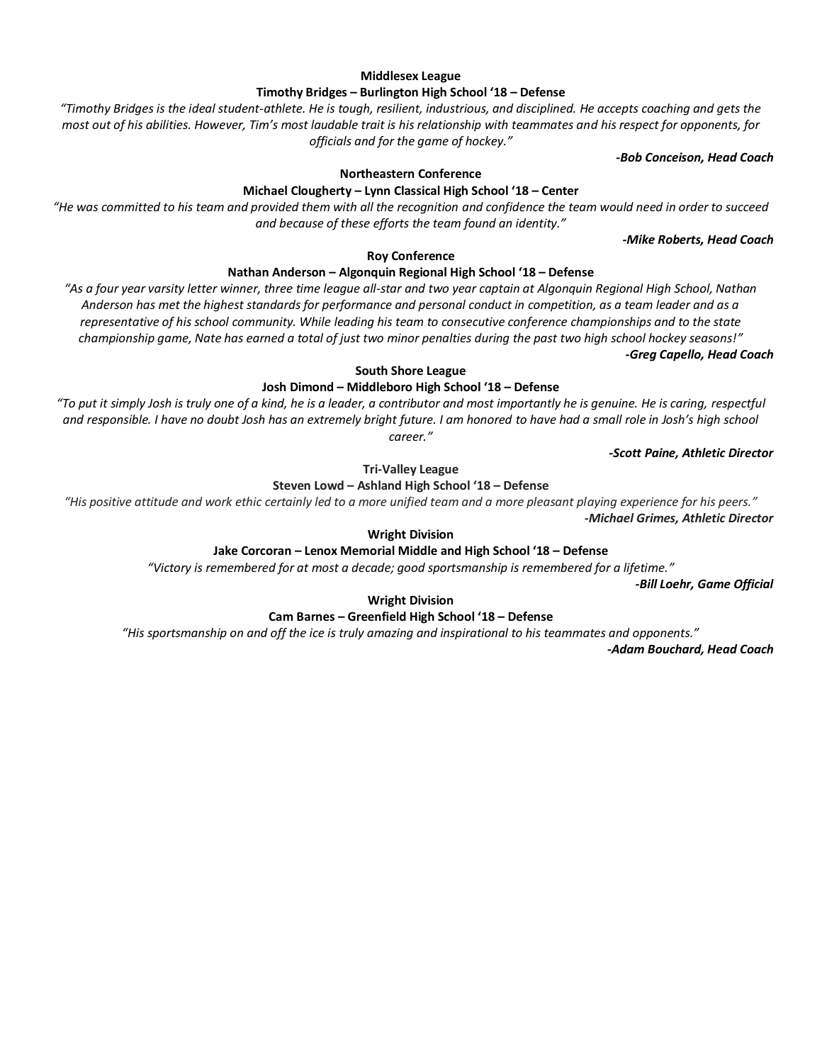**Middlesex League**

**Timothy Bridges – Burlington High School '18 – Defense**

*"Timothy Bridges is the ideal student-athlete. He is tough, resilient, industrious, and disciplined. He accepts coaching and gets the most out of his abilities. However, Tim's most laudable trait is his relationship with teammates and his respect for opponents, for officials and for the game of hockey."*

***-Bob Conceison, Head Coach***

**Northeastern Conference**

**Michael Clougherty – Lynn Classical High School '18 – Center**

*"He was committed to his team and provided them with all the recognition and confidence the team would need in order to succeed and because of these efforts the team found an identity."*

***-Mike Roberts, Head Coach***

**Roy Conference**

**Nathan Anderson – Algonquin Regional High School '18 – Defense**

*"As a four year varsity letter winner, three time league all-star and two year captain at Algonquin Regional High School, Nathan Anderson has met the highest standards for performance and personal conduct in competition, as a team leader and as a representative of his school community. While leading his team to consecutive conference championships and to the state championship game, Nate has earned a total of just two minor penalties during the past two high school hockey seasons!"*

***-Greg Capello, Head Coach***

**South Shore League**

**Josh Dimond – Middleboro High School '18 – Defense**

*"To put it simply Josh is truly one of a kind, he is a leader, a contributor and most importantly he is genuine. He is caring, respectful and responsible. I have no doubt Josh has an extremely bright future. I am honored to have had a small role in Josh's high school career."*

***-Scott Paine, Athletic Director***

**Tri-Valley League**

**Steven Lowd – Ashland High School '18 – Defense**

*"His positive attitude and work ethic certainly led to a more unified team and a more pleasant playing experience for his peers."*

***-Michael Grimes, Athletic Director***

**Wright Division**

**Jake Corcoran – Lenox Memorial Middle and High School '18 – Defense**

*"Victory is remembered for at most a decade; good sportsmanship is remembered for a lifetime."*

***-Bill Loehr, Game Official***

**Wright Division**

**Cam Barnes – Greenfield High School '18 – Defense**

*"His sportsmanship on and off the ice is truly amazing and inspirational to his teammates and opponents."*

***-Adam Bouchard, Head Coach***